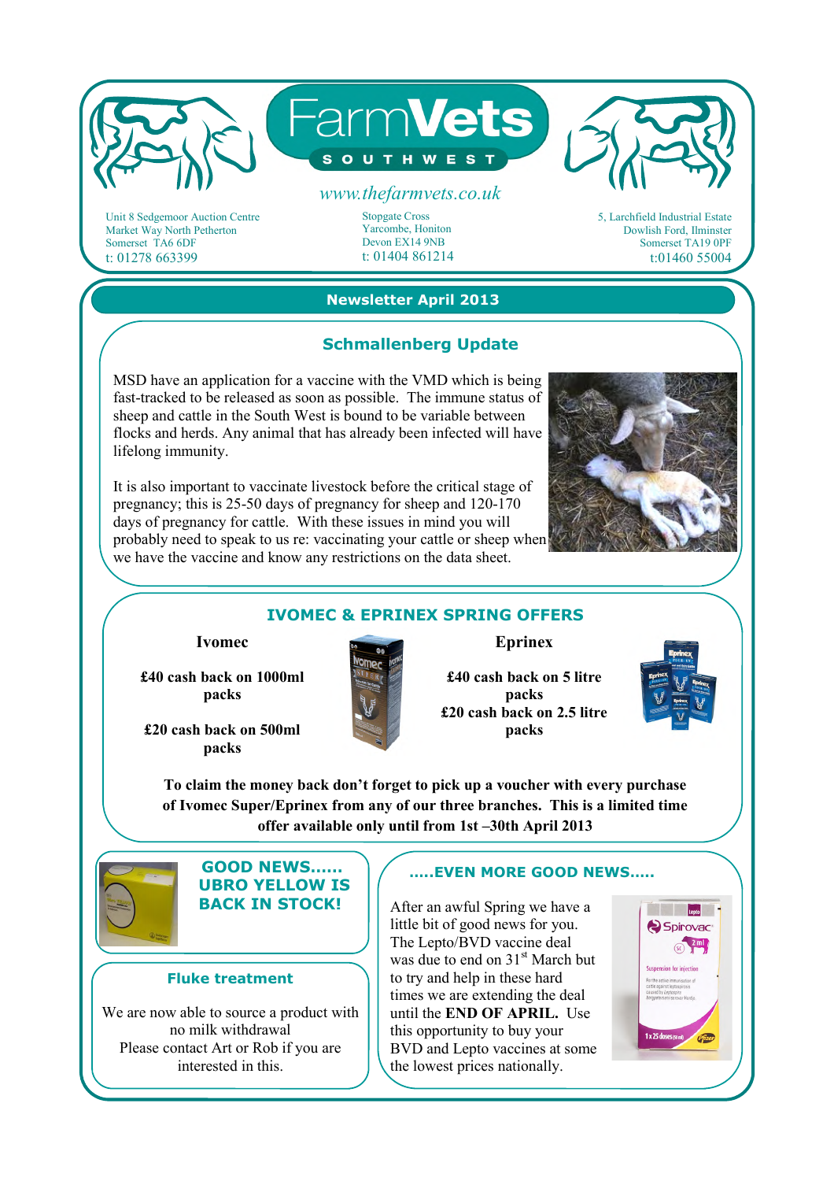# FarmVets SOUTH WEST

www.thefarmvets.co.uk

Unit 8 Sedgemoor Auction Centre
Market Way North Petherton
Somerset TA6 6DF
t: 01278 663399

Stopgate Cross
Yarcombe, Honiton
Devon EX14 9NB
t: 01404 861214

5, Larchfield Industrial Estate
Dowlish Ford, Ilminster
Somerset TA19 0PF
t:01460 55004

## Newsletter April 2013

### Schmallenberg Update

MSD have an application for a vaccine with the VMD which is being fast-tracked to be released as soon as possible. The immune status of sheep and cattle in the South West is bound to be variable between flocks and herds. Any animal that has already been infected will have lifelong immunity.

It is also important to vaccinate livestock before the critical stage of pregnancy; this is 25-50 days of pregnancy for sheep and 120-170 days of pregnancy for cattle. With these issues in mind you will probably need to speak to us re: vaccinating your cattle or sheep when we have the vaccine and know any restrictions on the data sheet.

### IVOMEC & EPRINEX SPRING OFFERS

**Ivomec**

**£40 cash back on 1000ml packs**

**£20 cash back on 500ml packs**

**Eprinex**

**£40 cash back on 5 litre packs**
**£20 cash back on 2.5 litre packs**

**To claim the money back don't forget to pick up a voucher with every purchase of Ivomec Super/Eprinex from any of our three branches. This is a limited time offer available only until from 1st –30th April 2013**

### GOOD NEWS...... UBRO YELLOW IS BACK IN STOCK!

### Fluke treatment

We are now able to source a product with no milk withdrawal
Please contact Art or Rob if you are interested in this.

### .....EVEN MORE GOOD NEWS.....

After an awful Spring we have a little bit of good news for you. The Lepto/BVD vaccine deal was due to end on 31st March but to try and help in these hard times we are extending the deal until the **END OF APRIL.** Use this opportunity to buy your BVD and Lepto vaccines at some the lowest prices nationally.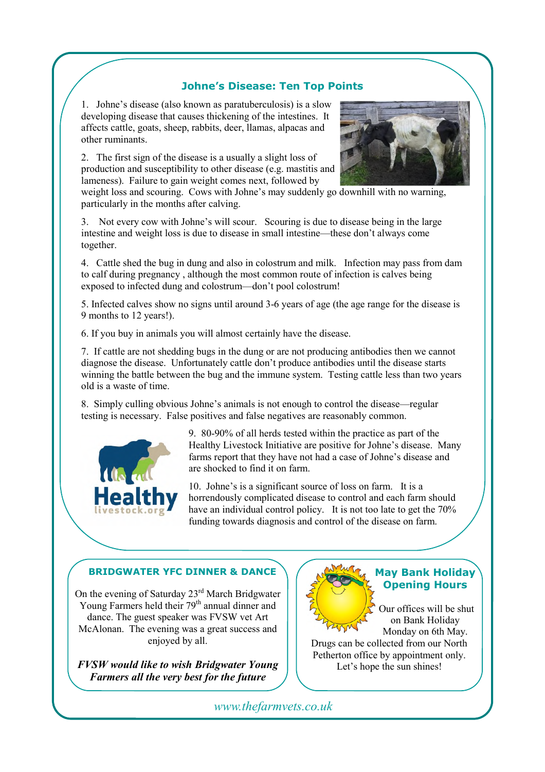## Johne's Disease: Ten Top Points

1. Johne's disease (also known as paratuberculosis) is a slow developing disease that causes thickening of the intestines. It affects cattle, goats, sheep, rabbits, deer, llamas, alpacas and other ruminants.

2. The first sign of the disease is a usually a slight loss of production and susceptibility to other disease (e.g. mastitis and lameness). Failure to gain weight comes next, followed by weight loss and scouring. Cows with Johne's may suddenly go downhill with no warning, particularly in the months after calving.

3. Not every cow with Johne's will scour. Scouring is due to disease being in the large intestine and weight loss is due to disease in small intestine—these don't always come together.

4. Cattle shed the bug in dung and also in colostrum and milk. Infection may pass from dam to calf during pregnancy , although the most common route of infection is calves being exposed to infected dung and colostrum—don't pool colostrum!

5. Infected calves show no signs until around 3-6 years of age (the age range for the disease is 9 months to 12 years!).

6. If you buy in animals you will almost certainly have the disease.

7. If cattle are not shedding bugs in the dung or are not producing antibodies then we cannot diagnose the disease. Unfortunately cattle don't produce antibodies until the disease starts winning the battle between the bug and the immune system. Testing cattle less than two years old is a waste of time.

8. Simply culling obvious Johne's animals is not enough to control the disease—regular testing is necessary. False positives and false negatives are reasonably common.

9. 80-90% of all herds tested within the practice as part of the Healthy Livestock Initiative are positive for Johne's disease. Many farms report that they have not had a case of Johne's disease and are shocked to find it on farm.

10. Johne's is a significant source of loss on farm. It is a horrendously complicated disease to control and each farm should have an individual control policy. It is not too late to get the 70% funding towards diagnosis and control of the disease on farm.

Healthy livestock.org

## BRIDGWATER YFC DINNER & DANCE

On the evening of Saturday 23rd March Bridgwater Young Farmers held their 79th annual dinner and dance. The guest speaker was FVSW vet Art McAlonan. The evening was a great success and enjoyed by all.

***FVSW would like to wish Bridgwater Young Farmers all the very best for the future***

## May Bank Holiday Opening Hours

Our offices will be shut on Bank Holiday Monday on 6th May. Drugs can be collected from our North Petherton office by appointment only. Let's hope the sun shines!

*www.thefarmvets.co.uk*